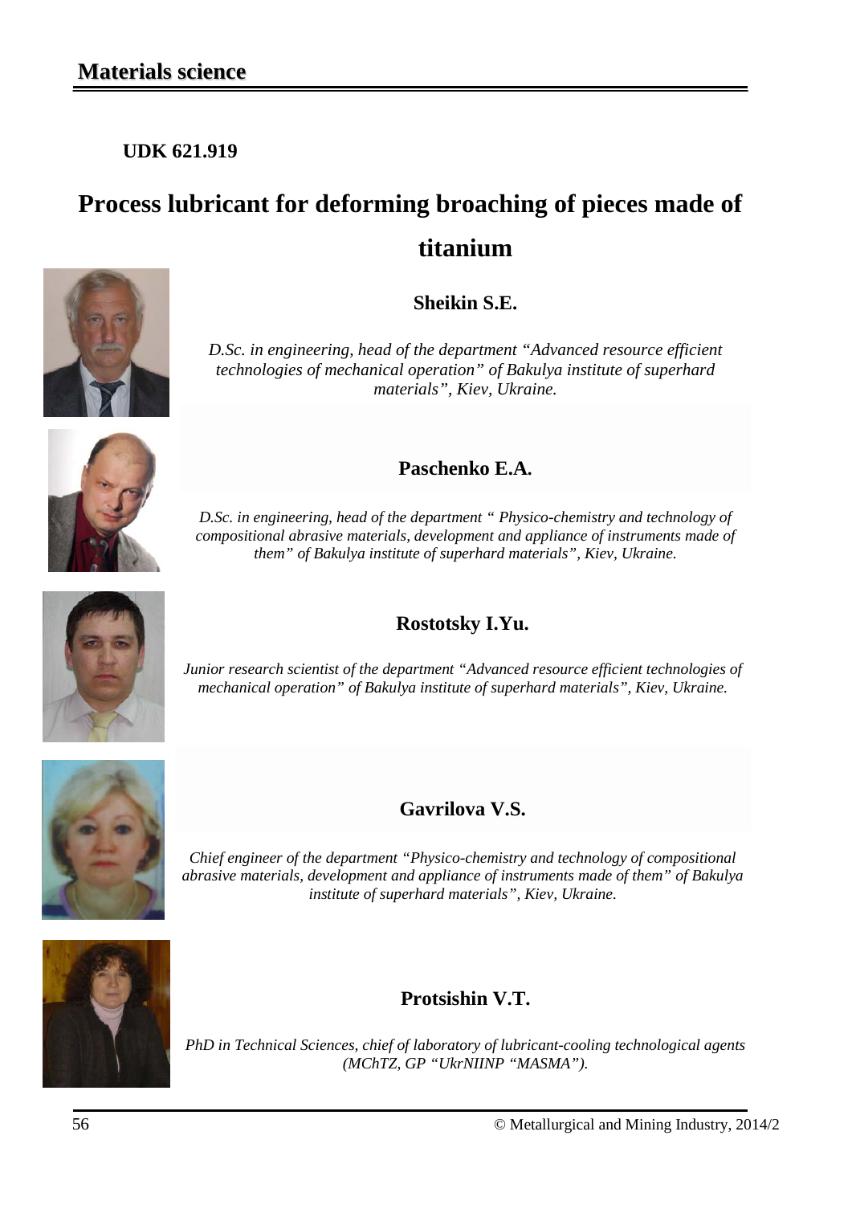## Materials science

**UDK 621.919**

# Process lubricant for deforming broaching of pieces made of titanium

**Sheikin S.E.**

*D.Sc. in engineering, head of the department “Advanced resource efficient technologies of mechanical operation” of Bakulya institute of superhard materials”, Kiev, Ukraine.*

**Paschenko E.A.**

*D.Sc. in engineering, head of the department “ Physico-chemistry and technology of compositional abrasive materials, development and appliance of instruments made of them” of Bakulya institute of superhard materials”, Kiev, Ukraine.*

**Rostotsky I.Yu.**

*Junior research scientist of the department “Advanced resource efficient technologies of mechanical operation” of Bakulya institute of superhard materials”, Kiev, Ukraine.*

**Gavrilova V.S.**

*Chief engineer of the department “Physico-chemistry and technology of compositional abrasive materials, development and appliance of instruments made of them” of Bakulya institute of superhard materials”, Kiev, Ukraine.*

**Protsishin V.T.**

*PhD in Technical Sciences, chief of laboratory of lubricant-cooling technological agents (MChTZ, GP “UkrNIINP “MASMA”).*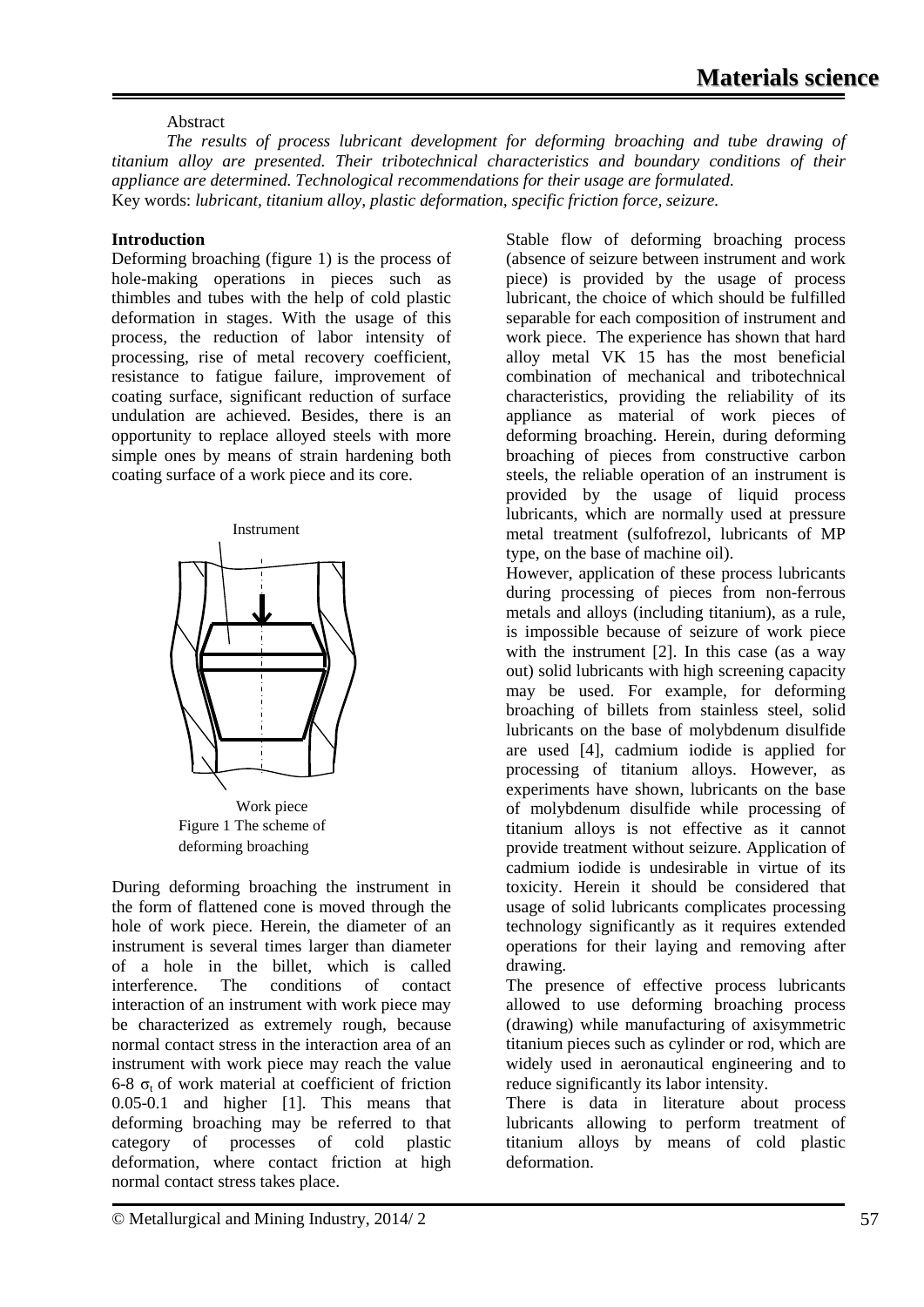Abstract

*The results of process lubricant development for deforming broaching and tube drawing of titanium alloy are presented. Their tribotechnical characteristics and boundary conditions of their appliance are determined. Technological recommendations for their usage are formulated.*

Key words: *lubricant, titanium alloy, plastic deformation, specific friction force, seizure.*

**Introduction**

Deforming broaching (figure 1) is the process of hole-making operations in pieces such as thimbles and tubes with the help of cold plastic deformation in stages. With the usage of this process, the reduction of labor intensity of processing, rise of metal recovery coefficient, resistance to fatigue failure, improvement of coating surface, significant reduction of surface undulation are achieved. Besides, there is an opportunity to replace alloyed steels with more simple ones by means of strain hardening both coating surface of a work piece and its core.

Figure 1 The scheme of deforming broaching

During deforming broaching the instrument in the form of flattened cone is moved through the hole of work piece. Herein, the diameter of an instrument is several times larger than diameter of a hole in the billet, which is called interference. The conditions of contact interaction of an instrument with work piece may be characterized as extremely rough, because normal contact stress in the interaction area of an instrument with work piece may reach the value 6-8 $\sigma_t$ of work material at coefficient of friction 0.05-0.1 and higher [1]. This means that deforming broaching may be referred to that category of processes of cold plastic deformation, where contact friction at high normal contact stress takes place.

Stable flow of deforming broaching process (absence of seizure between instrument and work piece) is provided by the usage of process lubricant, the choice of which should be fulfilled separable for each composition of instrument and work piece. The experience has shown that hard alloy metal VK 15 has the most beneficial combination of mechanical and tribotechnical characteristics, providing the reliability of its appliance as material of work pieces of deforming broaching. Herein, during deforming broaching of pieces from constructive carbon steels, the reliable operation of an instrument is provided by the usage of liquid process lubricants, which are normally used at pressure metal treatment (sulfofrezol, lubricants of MP type, on the base of machine oil).

However, application of these process lubricants during processing of pieces from non-ferrous metals and alloys (including titanium), as a rule, is impossible because of seizure of work piece with the instrument [2]. In this case (as a way out) solid lubricants with high screening capacity may be used. For example, for deforming broaching of billets from stainless steel, solid lubricants on the base of molybdenum disulfide are used [4], cadmium iodide is applied for processing of titanium alloys. However, as experiments have shown, lubricants on the base of molybdenum disulfide while processing of titanium alloys is not effective as it cannot provide treatment without seizure. Application of cadmium iodide is undesirable in virtue of its toxicity. Herein it should be considered that usage of solid lubricants complicates processing technology significantly as it requires extended operations for their laying and removing after drawing.

The presence of effective process lubricants allowed to use deforming broaching process (drawing) while manufacturing of axisymmetric titanium pieces such as cylinder or rod, which are widely used in aeronautical engineering and to reduce significantly its labor intensity.

There is data in literature about process lubricants allowing to perform treatment of titanium alloys by means of cold plastic deformation.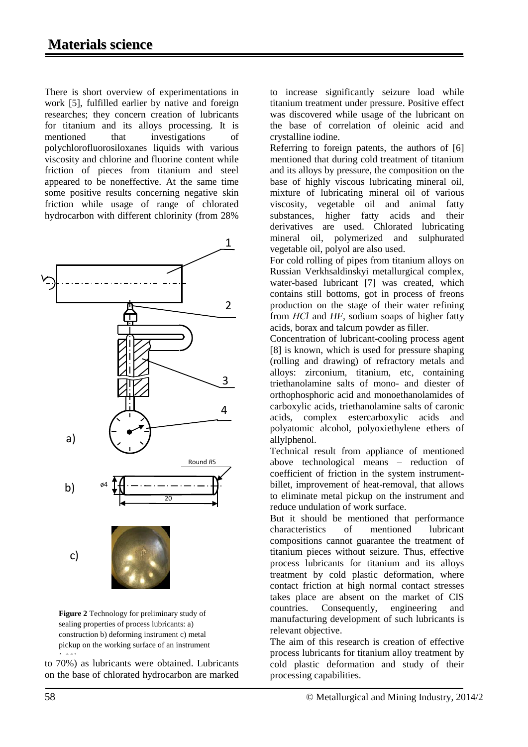There is short overview of experimentations in work [5], fulfilled earlier by native and foreign researches; they concern creation of lubricants for titanium and its alloys processing. It is mentioned that investigations of polychlorofluorosiloxanes liquids with various viscosity and chlorine and fluorine content while friction of pieces from titanium and steel appeared to be noneffective. At the same time some positive results concerning negative skin friction while usage of range of chlorated hydrocarbon with different chlorinity (from 28% to 70%) as lubricants were obtained. Lubricants on the base of chlorated hydrocarbon are marked to increase significantly seizure load while titanium treatment under pressure. Positive effect was discovered while usage of the lubricant on the base of correlation of oleinic acid and crystalline iodine.

**Figure 2** Technology for preliminary study of sealing properties of process lubricants: a) construction b) deforming instrument c) metal pickup on the working surface of an instrument

Referring to foreign patents, the authors of [6] mentioned that during cold treatment of titanium and its alloys by pressure, the composition on the base of highly viscous lubricating mineral oil, mixture of lubricating mineral oil of various viscosity, vegetable oil and animal fatty substances, higher fatty acids and their derivatives are used. Chlorated lubricating mineral oil, polymerized and sulphurated vegetable oil, polyol are also used.

For cold rolling of pipes from titanium alloys on Russian Verkhsaldinskyi metallurgical complex, water-based lubricant [7] was created, which contains still bottoms, got in process of freons production on the stage of their water refining from *HCl* and *HF*, sodium soaps of higher fatty acids, borax and talcum powder as filler.

Concentration of lubricant-cooling process agent [8] is known, which is used for pressure shaping (rolling and drawing) of refractory metals and alloys: zirconium, titanium, etc, containing triethanolamine salts of mono- and diester of orthophosphoric acid and monoethanolamides of carboxylic acids, triethanolamine salts of caronic acids, complex estercarboxylic acids and polyatomic alcohol, polyoxiethylene ethers of allylphenol.

Technical result from appliance of mentioned above technological means – reduction of coefficient of friction in the system instrument-billet, improvement of heat-removal, that allows to eliminate metal pickup on the instrument and reduce undulation of work surface.

But it should be mentioned that performance characteristics of mentioned lubricant compositions cannot guarantee the treatment of titanium pieces without seizure. Thus, effective process lubricants for titanium and its alloys treatment by cold plastic deformation, where contact friction at high normal contact stresses takes place are absent on the market of CIS countries. Consequently, engineering and manufacturing development of such lubricants is relevant objective.

The aim of this research is creation of effective process lubricants for titanium alloy treatment by cold plastic deformation and study of their processing capabilities.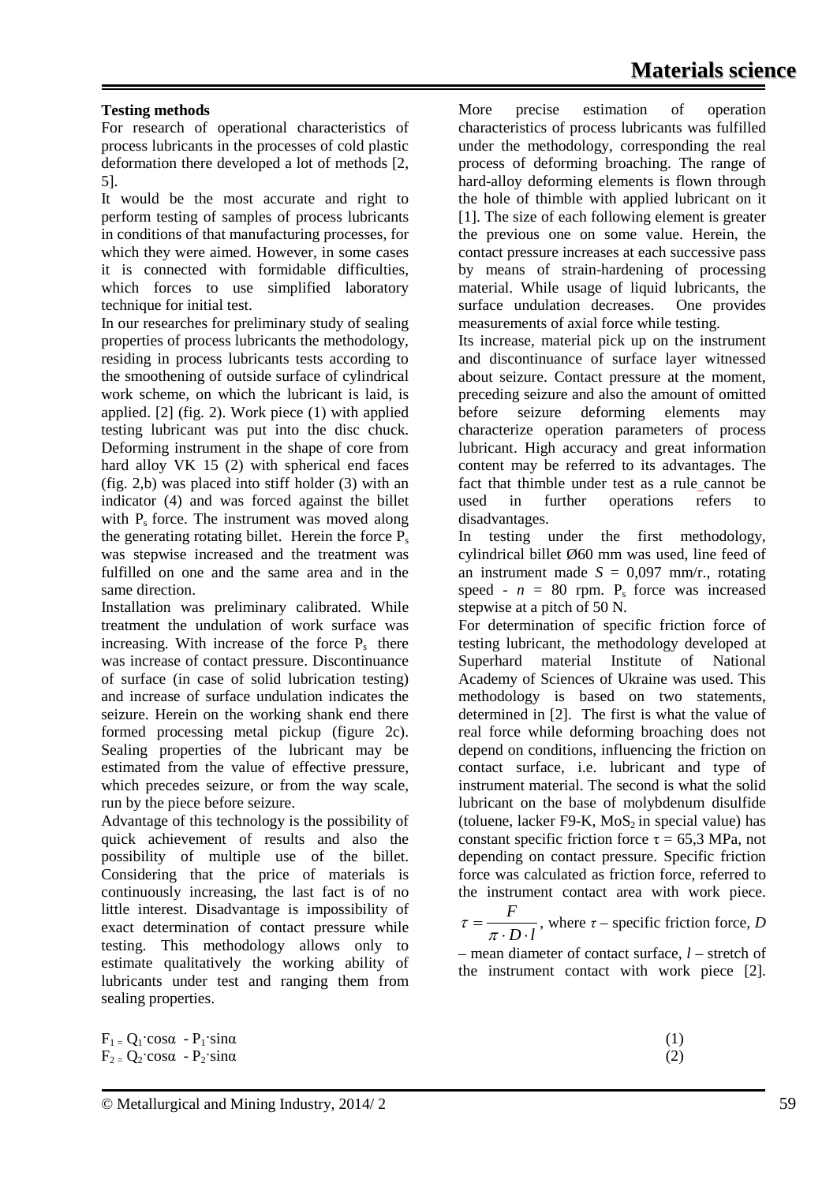**Testing methods**

For research of operational characteristics of process lubricants in the processes of cold plastic deformation there developed a lot of methods [2, 5].

It would be the most accurate and right to perform testing of samples of process lubricants in conditions of that manufacturing processes, for which they were aimed. However, in some cases it is connected with formidable difficulties, which forces to use simplified laboratory technique for initial test.

In our researches for preliminary study of sealing properties of process lubricants the methodology, residing in process lubricants tests according to the smoothening of outside surface of cylindrical work scheme, on which the lubricant is laid, is applied. [2] (fig. 2). Work piece (1) with applied testing lubricant was put into the disc chuck. Deforming instrument in the shape of core from hard alloy VK 15 (2) with spherical end faces (fig. 2,b) was placed into stiff holder (3) with an indicator (4) and was forced against the billet with $P_s$ force. The instrument was moved along the generating rotating billet. Herein the force $P_s$ was stepwise increased and the treatment was fulfilled on one and the same area and in the same direction.

Installation was preliminary calibrated. While treatment the undulation of work surface was increasing. With increase of the force $P_s$ there was increase of contact pressure. Discontinuance of surface (in case of solid lubrication testing) and increase of surface undulation indicates the seizure. Herein on the working shank end there formed processing metal pickup (figure 2c). Sealing properties of the lubricant may be estimated from the value of effective pressure, which precedes seizure, or from the way scale, run by the piece before seizure.

Advantage of this technology is the possibility of quick achievement of results and also the possibility of multiple use of the billet. Considering that the price of materials is continuously increasing, the last fact is of no little interest. Disadvantage is impossibility of exact determination of contact pressure while testing. This methodology allows only to estimate qualitatively the working ability of lubricants under test and ranging them from sealing properties.

More precise estimation of operation characteristics of process lubricants was fulfilled under the methodology, corresponding the real process of deforming broaching. The range of hard-alloy deforming elements is flown through the hole of thimble with applied lubricant on it [1]. The size of each following element is greater the previous one on some value. Herein, the contact pressure increases at each successive pass by means of strain-hardening of processing material. While usage of liquid lubricants, the surface undulation decreases. One provides measurements of axial force while testing.

Its increase, material pick up on the instrument and discontinuance of surface layer witnessed about seizure. Contact pressure at the moment, preceding seizure and also the amount of omitted before seizure deforming elements may characterize operation parameters of process lubricant. High accuracy and great information content may be referred to its advantages. The fact that thimble under test as a rule cannot be used in further operations refers to disadvantages.

In testing under the first methodology, cylindrical billet Ø60 mm was used, line feed of an instrument made $S$ = 0,097 mm/r., rotating speed - $n$ = 80 rpm. $P_s$ force was increased stepwise at a pitch of 50 N.

For determination of specific friction force of testing lubricant, the methodology developed at Superhard material Institute of National Academy of Sciences of Ukraine was used. This methodology is based on two statements, determined in [2]. The first is what the value of real force while deforming broaching does not depend on conditions, influencing the friction on contact surface, i.e. lubricant and type of instrument material. The second is what the solid lubricant on the base of molybdenum disulfide (toluene, lacker F9-K, $MoS_2$ in special value) has constant specific friction force $\tau$ = 65,3 MPa, not depending on contact pressure. Specific friction force was calculated as friction force, referred to the instrument contact area with work piece. $\tau = \dfrac{F}{\pi \cdot D \cdot l}$, where $\tau$ – specific friction force, $D$ – mean diameter of contact surface, $l$ – stretch of the instrument contact with work piece [2].

$$F_1 = Q_1 \cdot \cos\alpha - P_1 \cdot \sin\alpha \quad (1)$$

$$F_2 = Q_2 \cdot \cos\alpha - P_2 \cdot \sin\alpha \quad (2)$$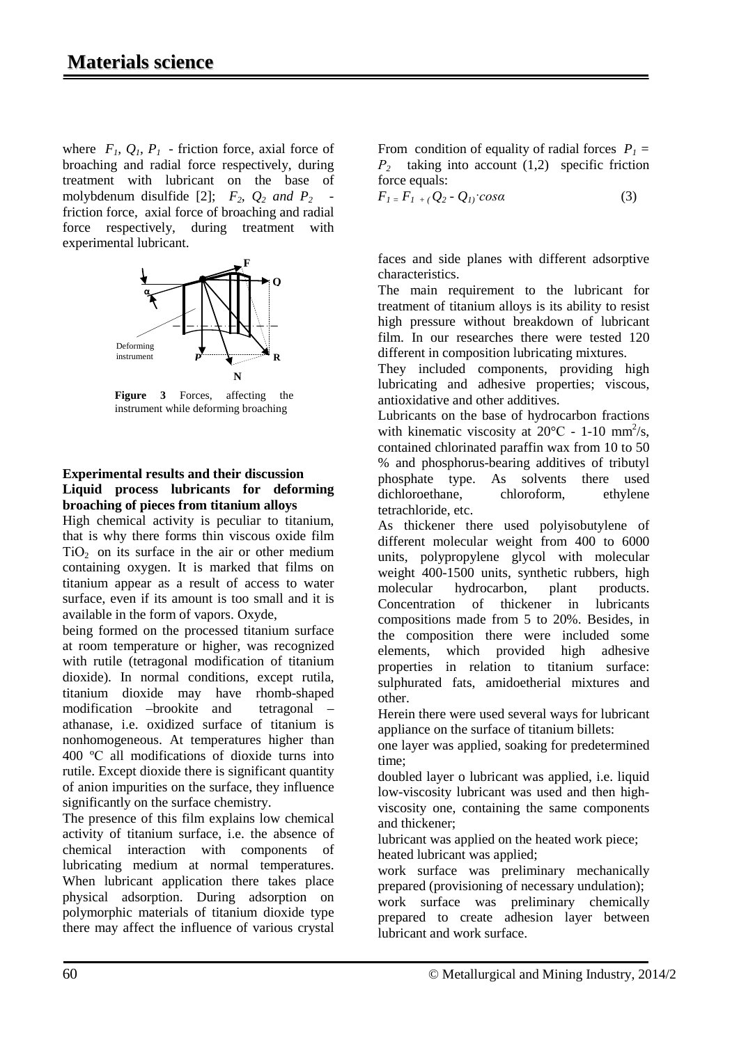where $F_1$, $Q_1$, $P_1$ - friction force, axial force of broaching and radial force respectively, during treatment with lubricant on the base of molybdenum disulfide [2]; $F_2$, $Q_2$ and $P_2$ - friction force, axial force of broaching and radial force respectively, during treatment with experimental lubricant.

**Figure 3** Forces, affecting the instrument while deforming broaching

From condition of equality of radial forces $P_1 = P_2$ taking into account (1,2) specific friction force equals:

$$F_1 = F_1 + (Q_2 - Q_1) \cdot cos\alpha \quad (3)$$

### Experimental results and their discussion

### Liquid process lubricants for deforming broaching of pieces from titanium alloys

High chemical activity is peculiar to titanium, that is why there forms thin viscous oxide film $TiO_2$ on its surface in the air or other medium containing oxygen. It is marked that films on titanium appear as a result of access to water surface, even if its amount is too small and it is available in the form of vapors. Oxyde,

being formed on the processed titanium surface at room temperature or higher, was recognized with rutile (tetragonal modification of titanium dioxide). In normal conditions, except rutila, titanium dioxide may have rhomb-shaped modification –brookite and tetragonal – athanase, i.e. oxidized surface of titanium is nonhomogeneous. At temperatures higher than 400 ºС all modifications of dioxide turns into rutile. Except dioxide there is significant quantity of anion impurities on the surface, they influence significantly on the surface chemistry.

The presence of this film explains low chemical activity of titanium surface, i.e. the absence of chemical interaction with components of lubricating medium at normal temperatures. When lubricant application there takes place physical adsorption. During adsorption on polymorphic materials of titanium dioxide type there may affect the influence of various crystal faces and side planes with different adsorptive characteristics.

The main requirement to the lubricant for treatment of titanium alloys is its ability to resist high pressure without breakdown of lubricant film. In our researches there were tested 120 different in composition lubricating mixtures.

They included components, providing high lubricating and adhesive properties; viscous, antioxidative and other additives.

Lubricants on the base of hydrocarbon fractions with kinematic viscosity at 20°С - 1-10 $mm^2/s$, contained chlorinated paraffin wax from 10 to 50 % and phosphorus-bearing additives of tributyl phosphate type. As solvents there used dichloroethane, chloroform, ethylene tetrachloride, etc.

As thickener there used polyisobutylene of different molecular weight from 400 to 6000 units, polypropylene glycol with molecular weight 400-1500 units, synthetic rubbers, high molecular hydrocarbon, plant products. Concentration of thickener in lubricants compositions made from 5 to 20%. Besides, in the composition there were included some elements, which provided high adhesive properties in relation to titanium surface: sulphurated fats, amidoetherial mixtures and other.

Herein there were used several ways for lubricant appliance on the surface of titanium billets:

one layer was applied, soaking for predetermined time;

doubled layer o lubricant was applied, i.e. liquid low-viscosity lubricant was used and then high-viscosity one, containing the same components and thickener;

lubricant was applied on the heated work piece;

heated lubricant was applied;

work surface was preliminary mechanically prepared (provisioning of necessary undulation);

work surface was preliminary chemically prepared to create adhesion layer between lubricant and work surface.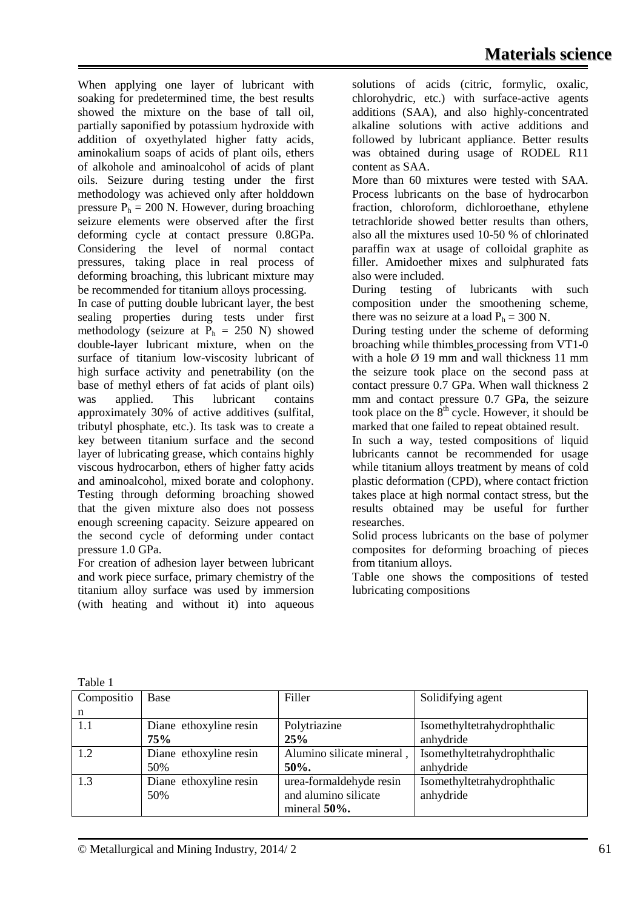When applying one layer of lubricant with soaking for predetermined time, the best results showed the mixture on the base of tall oil, partially saponified by potassium hydroxide with addition of oxyethylated higher fatty acids, aminokalium soaps of acids of plant oils, ethers of alkohole and aminoalcohol of acids of plant oils. Seizure during testing under the first methodology was achieved only after holddown pressure $P_h$ = 200 N. However, during broaching seizure elements were observed after the first deforming cycle at contact pressure 0.8GPa. Considering the level of normal contact pressures, taking place in real process of deforming broaching, this lubricant mixture may be recommended for titanium alloys processing.

In case of putting double lubricant layer, the best sealing properties during tests under first methodology (seizure at $P_h$ = 250 N) showed double-layer lubricant mixture, when on the surface of titanium low-viscosity lubricant of high surface activity and penetrability (on the base of methyl ethers of fat acids of plant oils) was applied. This lubricant contains approximately 30% of active additives (sulfital, tributyl phosphate, etc.). Its task was to create a key between titanium surface and the second layer of lubricating grease, which contains highly viscous hydrocarbon, ethers of higher fatty acids and aminoalcohol, mixed borate and colophony. Testing through deforming broaching showed that the given mixture also does not possess enough screening capacity. Seizure appeared on the second cycle of deforming under contact pressure 1.0 GPa.

For creation of adhesion layer between lubricant and work piece surface, primary chemistry of the titanium alloy surface was used by immersion (with heating and without it) into aqueous solutions of acids (citric, formylic, oxalic, chlorohydric, etc.) with surface-active agents additions (SAA), and also highly-concentrated alkaline solutions with active additions and followed by lubricant appliance. Better results was obtained during usage of RODEL R11 content as SAA.

More than 60 mixtures were tested with SAA. Process lubricants on the base of hydrocarbon fraction, chloroform, dichloroethane, ethylene tetrachloride showed better results than others, also all the mixtures used 10-50 % of chlorinated paraffin wax at usage of colloidal graphite as filler. Amidoether mixes and sulphurated fats also were included.

During testing of lubricants with such composition under the smoothening scheme, there was no seizure at a load $P_h$ = 300 N.

During testing under the scheme of deforming broaching while thimbles processing from VT1-0 with a hole Ø 19 mm and wall thickness 11 mm the seizure took place on the second pass at contact pressure 0.7 GPa. When wall thickness 2 mm and contact pressure 0.7 GPa, the seizure took place on the $8^{th}$ cycle. However, it should be marked that one failed to repeat obtained result.

In such a way, tested compositions of liquid lubricants cannot be recommended for usage while titanium alloys treatment by means of cold plastic deformation (CPD), where contact friction takes place at high normal contact stress, but the results obtained may be useful for further researches.

Solid process lubricants on the base of polymer composites for deforming broaching of pieces from titanium alloys.

Table one shows the compositions of tested lubricating compositions

Table 1

| Composition | Base | Filler | Solidifying agent |
|---|---|---|---|
| 1.1 | Diane ethoxyline resin **75%** | Polytriazine **25%** | Isomethyltetrahydrophthalic anhydride |
| 1.2 | Diane ethoxyline resin 50% | Alumino silicate mineral , **50%.** | Isomethyltetrahydrophthalic anhydride |
| 1.3 | Diane ethoxyline resin 50% | urea-formaldehyde resin and alumino silicate mineral **50%.** | Isomethyltetrahydrophthalic anhydride |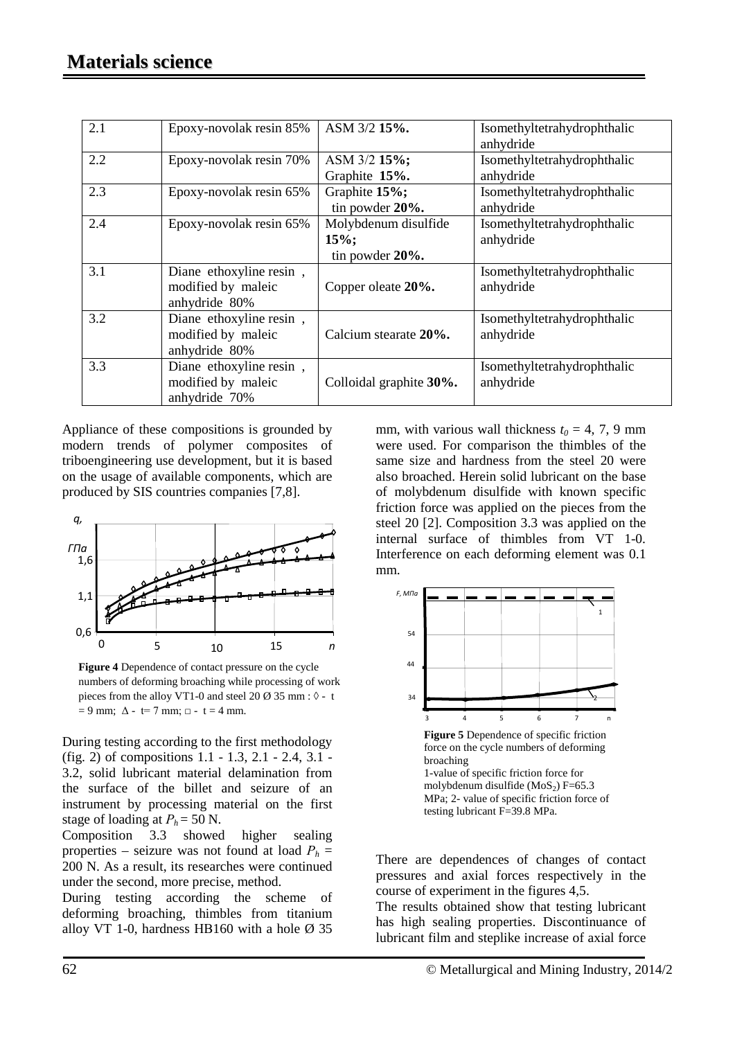| 2.1 | Epoxy-novolak resin 85% | ASM 3/2 **15%.** | Isomethyltetrahydrophthalic anhydride |
|---|---|---|---|
| 2.2 | Epoxy-novolak resin 70% | ASM 3/2 **15%;** Graphite **15%.** | Isomethyltetrahydrophthalic anhydride |
| 2.3 | Epoxy-novolak resin 65% | Graphite **15%;** tin powder **20%.** | Isomethyltetrahydrophthalic anhydride |
| 2.4 | Epoxy-novolak resin 65% | Molybdenum disulfide **15%;** tin powder **20%.** | Isomethyltetrahydrophthalic anhydride |
| 3.1 | Diane ethoxyline resin , modified by maleic anhydride 80% | Copper oleate **20%.** | Isomethyltetrahydrophthalic anhydride |
| 3.2 | Diane ethoxyline resin , modified by maleic anhydride 80% | Calcium stearate **20%.** | Isomethyltetrahydrophthalic anhydride |
| 3.3 | Diane ethoxyline resin , modified by maleic anhydride 70% | Colloidal graphite **30%.** | Isomethyltetrahydrophthalic anhydride |

Appliance of these compositions is grounded by modern trends of polymer composites of triboengineering use development, but it is based on the usage of available components, which are produced by SIS countries companies [7,8].

**Figure 4** Dependence of contact pressure on the cycle numbers of deforming broaching while processing of work pieces from the alloy VT1-0 and steel 20 Ø 35 mm : ◊ - t = 9 mm; Δ - t= 7 mm; □ - t = 4 mm.

During testing according to the first methodology (fig. 2) of compositions 1.1 - 1.3, 2.1 - 2.4, 3.1 - 3.2, solid lubricant material delamination from the surface of the billet and seizure of an instrument by processing material on the first stage of loading at $P_h = 50$ N.

Composition 3.3 showed higher sealing properties – seizure was not found at load $P_h = 200$ N. As a result, its researches were continued under the second, more precise, method.

During testing according the scheme of deforming broaching, thimbles from titanium alloy VT 1-0, hardness HB160 with a hole Ø 35 mm, with various wall thickness $t_0 = 4$, 7, 9 mm were used. For comparison the thimbles of the same size and hardness from the steel 20 were also broached. Herein solid lubricant on the base of molybdenum disulfide with known specific friction force was applied on the pieces from the steel 20 [2]. Composition 3.3 was applied on the internal surface of thimbles from VT 1-0. Interference on each deforming element was 0.1 mm.

**Figure 5** Dependence of specific friction force on the cycle numbers of deforming broaching
1-value of specific friction force for molybdenum disulfide ($MoS_2$) F=65.3 MPa; 2- value of specific friction force of testing lubricant F=39.8 MPa.

There are dependences of changes of contact pressures and axial forces respectively in the course of experiment in the figures 4,5.

The results obtained show that testing lubricant has high sealing properties. Discontinuance of lubricant film and steplike increase of axial force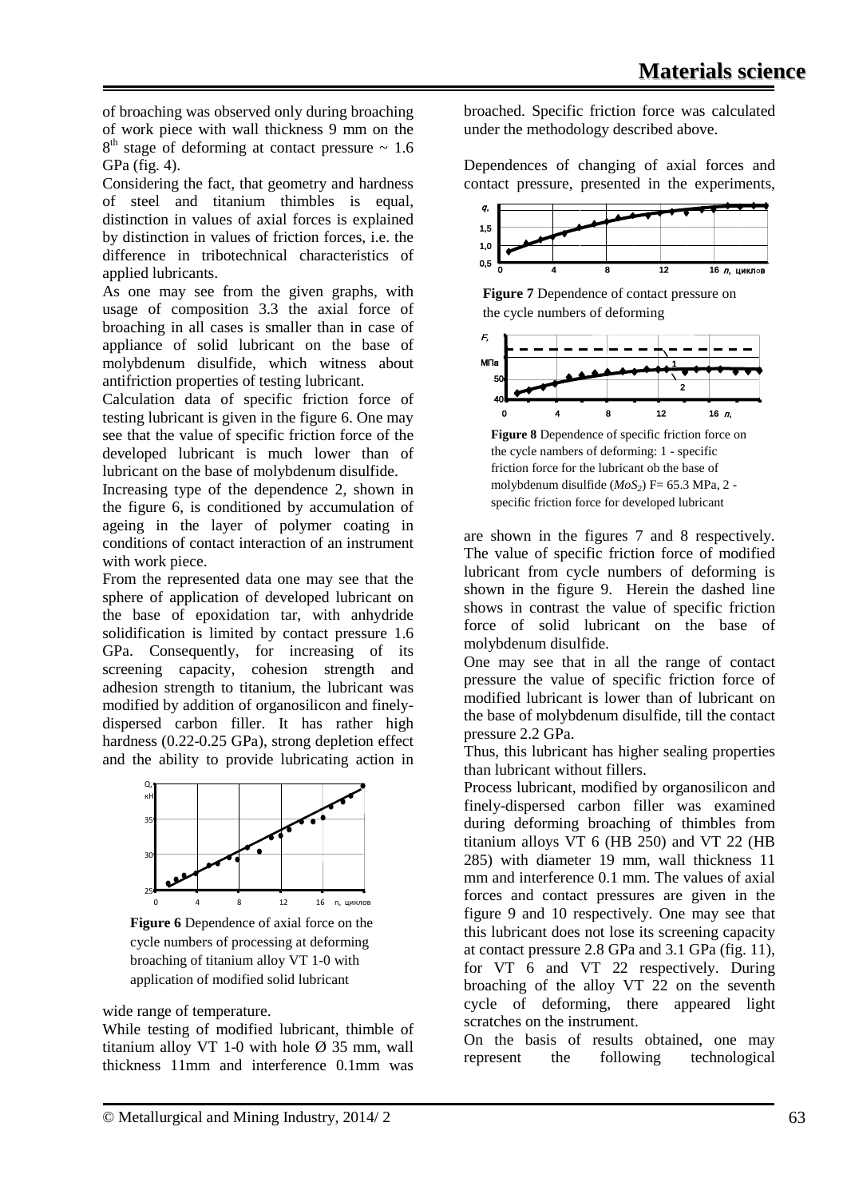of broaching was observed only during broaching of work piece with wall thickness 9 mm on the 8[th] stage of deforming at contact pressure ~ 1.6 GPa (fig. 4).

Considering the fact, that geometry and hardness of steel and titanium thimbles is equal, distinction in values of axial forces is explained by distinction in values of friction forces, i.e. the difference in tribotechnical characteristics of applied lubricants.

As one may see from the given graphs, with usage of composition 3.3 the axial force of broaching in all cases is smaller than in case of appliance of solid lubricant on the base of molybdenum disulfide, which witness about antifriction properties of testing lubricant.

Calculation data of specific friction force of testing lubricant is given in the figure 6. One may see that the value of specific friction force of the developed lubricant is much lower than of lubricant on the base of molybdenum disulfide.

Increasing type of the dependence 2, shown in the figure 6, is conditioned by accumulation of ageing in the layer of polymer coating in conditions of contact interaction of an instrument with work piece.

From the represented data one may see that the sphere of application of developed lubricant on the base of epoxidation tar, with anhydride solidification is limited by contact pressure 1.6 GPa. Consequently, for increasing of its screening capacity, cohesion strength and adhesion strength to titanium, the lubricant was modified by addition of organosilicon and finely-dispersed carbon filler. It has rather high hardness (0.22-0.25 GPa), strong depletion effect and the ability to provide lubricating action in wide range of temperature.

**Figure 6** Dependence of axial force on the cycle numbers of processing at deforming broaching of titanium alloy VT 1-0 with application of modified solid lubricant

While testing of modified lubricant, thimble of titanium alloy VT 1-0 with hole Ø 35 mm, wall thickness 11mm and interference 0.1mm was broached. Specific friction force was calculated under the methodology described above.

Dependences of changing of axial forces and contact pressure, presented in the experiments, are shown in the figures 7 and 8 respectively. The value of specific friction force of modified lubricant from cycle numbers of deforming is shown in the figure 9. Herein the dashed line shows in contrast the value of specific friction force of solid lubricant on the base of molybdenum disulfide.

**Figure 7** Dependence of contact pressure on the cycle numbers of deforming

**Figure 8** Dependence of specific friction force on the cycle nambers of deforming: 1 - specific friction force for the lubricant ob the base of molybdenum disulfide ($MoS_2$) F= 65.3 MPa, 2 - specific friction force for developed lubricant

One may see that in all the range of contact pressure the value of specific friction force of modified lubricant is lower than of lubricant on the base of molybdenum disulfide, till the contact pressure 2.2 GPa.

Thus, this lubricant has higher sealing properties than lubricant without fillers.

Process lubricant, modified by organosilicon and finely-dispersed carbon filler was examined during deforming broaching of thimbles from titanium alloys VT 6 (HB 250) and VT 22 (HB 285) with diameter 19 mm, wall thickness 11 mm and interference 0.1 mm. The values of axial forces and contact pressures are given in the figure 9 and 10 respectively. One may see that this lubricant does not lose its screening capacity at contact pressure 2.8 GPa and 3.1 GPa (fig. 11), for VT 6 and VT 22 respectively. During broaching of the alloy VT 22 on the seventh cycle of deforming, there appeared light scratches on the instrument.

On the basis of results obtained, one may represent the following technological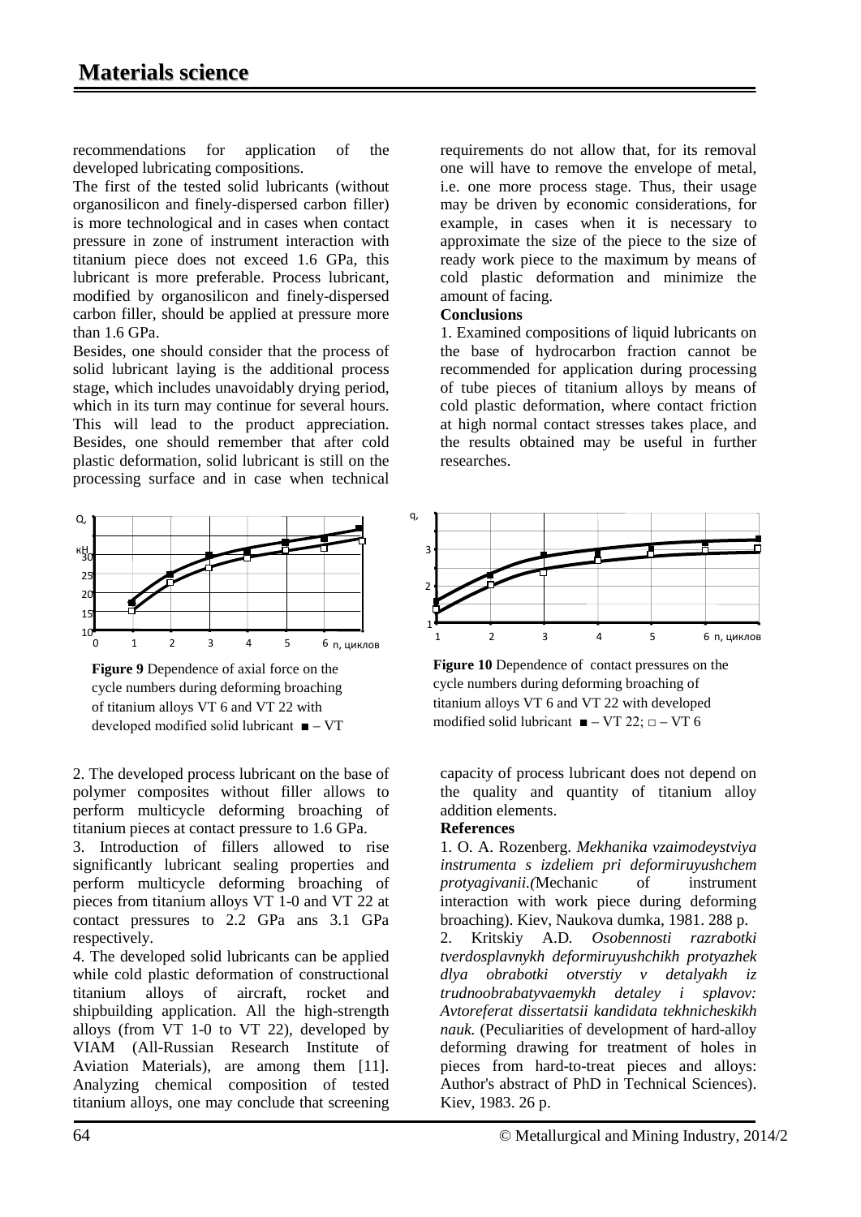recommendations for application of the developed lubricating compositions.

The first of the tested solid lubricants (without organosilicon and finely-dispersed carbon filler) is more technological and in cases when contact pressure in zone of instrument interaction with titanium piece does not exceed 1.6 GPa, this lubricant is more preferable. Process lubricant, modified by organosilicon and finely-dispersed carbon filler, should be applied at pressure more than 1.6 GPa.

Besides, one should consider that the process of solid lubricant laying is the additional process stage, which includes unavoidably drying period, which in its turn may continue for several hours. This will lead to the product appreciation. Besides, one should remember that after cold plastic deformation, solid lubricant is still on the processing surface and in case when technical requirements do not allow that, for its removal one will have to remove the envelope of metal, i.e. one more process stage. Thus, their usage may be driven by economic considerations, for example, in cases when it is necessary to approximate the size of the piece to the size of ready work piece to the maximum by means of cold plastic deformation and minimize the amount of facing.

**Conclusions**

1. Examined compositions of liquid lubricants on the base of hydrocarbon fraction cannot be recommended for application during processing of tube pieces of titanium alloys by means of cold plastic deformation, where contact friction at high normal contact stresses takes place, and the results obtained may be useful in further researches.

**Figure 9** Dependence of axial force on the cycle numbers during deforming broaching of titanium alloys VT 6 and VT 22 with developed modified solid lubricant ■ – VT

**Figure 10** Dependence of contact pressures on the cycle numbers during deforming broaching of titanium alloys VT 6 and VT 22 with developed modified solid lubricant ■ – VT 22; □ – VT 6

2. The developed process lubricant on the base of polymer composites without filler allows to perform multicycle deforming broaching of titanium pieces at contact pressure to 1.6 GPa.

3. Introduction of fillers allowed to rise significantly lubricant sealing properties and perform multicycle deforming broaching of pieces from titanium alloys VT 1-0 and VT 22 at contact pressures to 2.2 GPa ans 3.1 GPa respectively.

4. The developed solid lubricants can be applied while cold plastic deformation of constructional titanium alloys of aircraft, rocket and shipbuilding application. All the high-strength alloys (from VT 1-0 to VT 22), developed by VIAM (All-Russian Research Institute of Aviation Materials), are among them [11]. Analyzing chemical composition of tested titanium alloys, one may conclude that screening capacity of process lubricant does not depend on the quality and quantity of titanium alloy addition elements.

**References**

1. O. A. Rozenberg. *Mekhanika vzaimodeystviya instrumenta s izdeliem pri deformiruyushchem protyagivanii.(*Mechanic of instrument interaction with work piece during deforming broaching). Kiev, Naukova dumka, 1981. 288 p.

2. Kritskiy A.D. *Osobennosti razrabotki tverdosplavnykh deformiruyushchikh protyazhek dlya obrabotki otverstiy v detalyakh iz trudnoobrabatyvaemykh detaley i splavov: Avtoreferat dissertatsii kandidata tekhnicheskikh nauk.* (Peculiarities of development of hard-alloy deforming drawing for treatment of holes in pieces from hard-to-treat pieces and alloys: Author's abstract of PhD in Technical Sciences). Kiev, 1983. 26 p.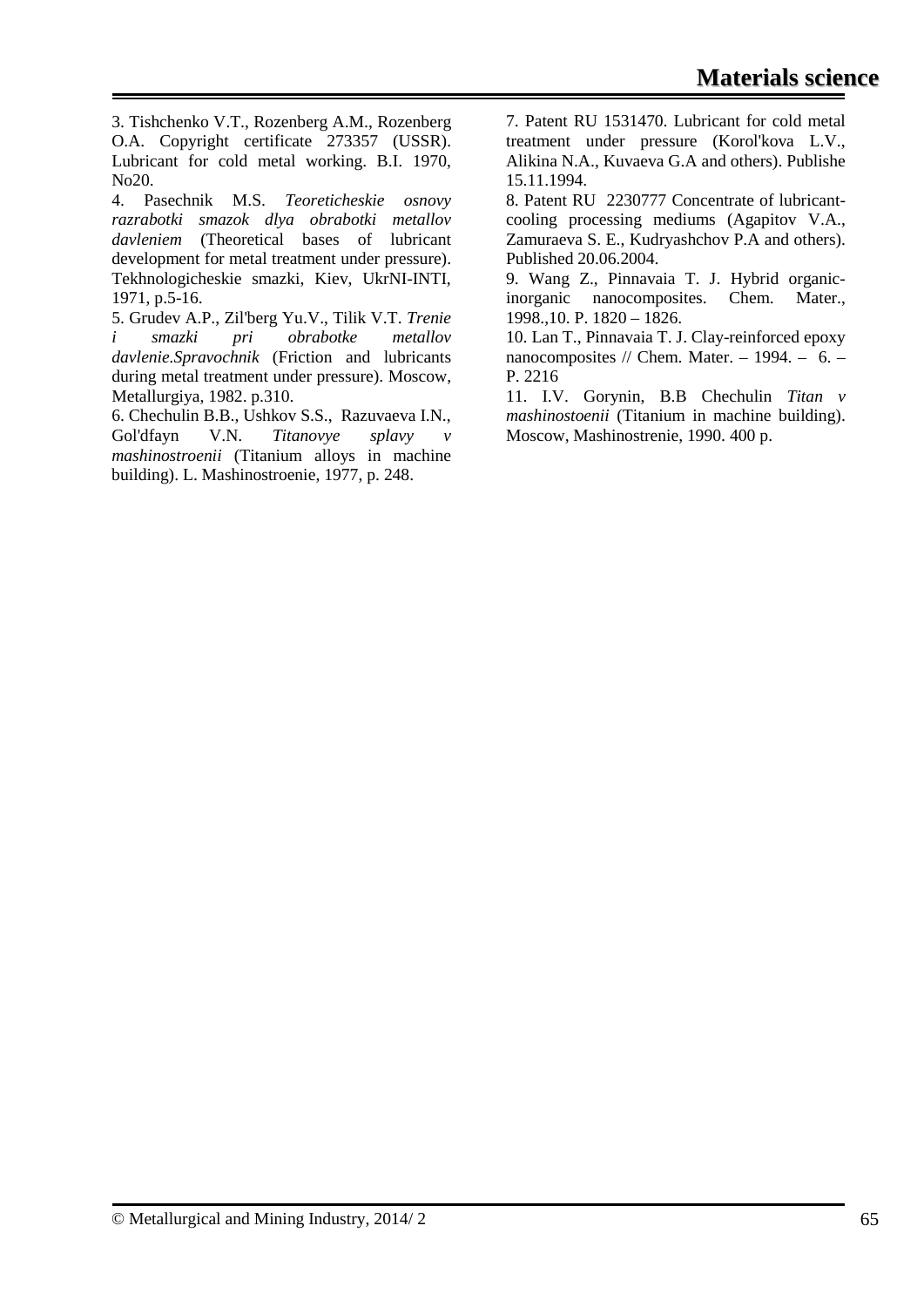3. Tishchenko V.T., Rozenberg A.M., Rozenberg O.A. Copyright certificate 273357 (USSR). Lubricant for cold metal working. B.I. 1970, No20.

4. Pasechnik M.S. *Teoreticheskie osnovy razrabotki smazok dlya obrabotki metallov davleniem* (Theoretical bases of lubricant development for metal treatment under pressure). Tekhnologicheskie smazki, Kiev, UkrNI-INTI, 1971, p.5-16.

5. Grudev A.P., Zil'berg Yu.V., Tilik V.T. *Trenie i smazki pri obrabotke metallov davlenie.Spravochnik* (Friction and lubricants during metal treatment under pressure). Moscow, Metallurgiya, 1982. p.310.

6. Chechulin B.B., Ushkov S.S., Razuvaeva I.N., Gol'dfayn V.N. *Titanovye splavy v mashinostroenii* (Titanium alloys in machine building). L. Mashinostroenie, 1977, p. 248.

7. Patent RU 1531470. Lubricant for cold metal treatment under pressure (Korol'kova L.V., Alikina N.A., Kuvaeva G.A and others). Publishe 15.11.1994.

8. Patent RU 2230777 Concentrate of lubricant-cooling processing mediums (Agapitov V.A., Zamuraeva S. E., Kudryashchov P.A and others). Published 20.06.2004.

9. Wang Z., Pinnavaia T. J. Hybrid organic-inorganic nanocomposites. Chem. Mater., 1998.,10. P. 1820 – 1826.

10. Lan T., Pinnavaia T. J. Clay-reinforced epoxy nanocomposites // Chem. Mater. – 1994. – 6. – P. 2216

11. I.V. Gorynin, B.B Chechulin *Titan v mashinostoenii* (Titanium in machine building). Moscow, Mashinostrenie, 1990. 400 p.